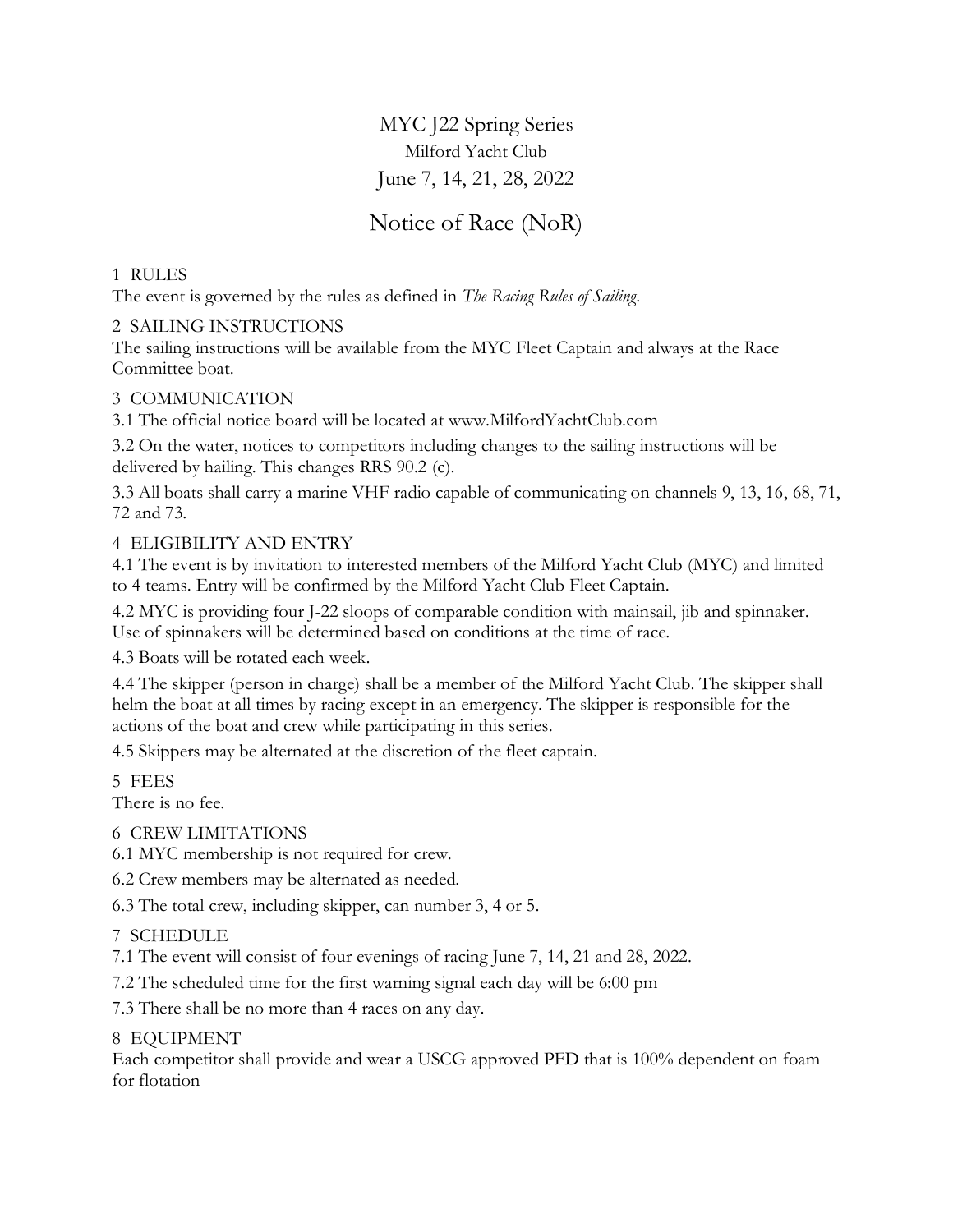# MYC J22 Spring Series

Milford Yacht Club

June 7, 14, 21, 28, 2022

## Notice of Race (NoR)

### 1 RULES

The event is governed by the rules as defined in *The Racing Rules of Sailing*.

### 2 SAILING INSTRUCTIONS

The sailing instructions will be available from the MYC Fleet Captain and always at the Race Committee boat.

### 3 COMMUNICATION

3.1 The official notice board will be located at www.MilfordYachtClub.com

3.2 On the water, notices to competitors including changes to the sailing instructions will be delivered by hailing. This changes RRS 90.2 (c).

3.3 All boats shall carry a marine VHF radio capable of communicating on channels 9, 13, 16, 68, 71, 72 and 73.

### 4 ELIGIBILITY AND ENTRY

4.1 The event is by invitation to interested members of the Milford Yacht Club (MYC) and limited to 4 teams. Entry will be confirmed by the Milford Yacht Club Fleet Captain.

4.2 MYC is providing four J-22 sloops of comparable condition with mainsail, jib and spinnaker. Use of spinnakers will be determined based on conditions at the time of race.

4.3 Boats will be rotated each week.

4.4 The skipper (person in charge) shall be a member of the Milford Yacht Club. The skipper shall helm the boat at all times by racing except in an emergency. The skipper is responsible for the actions of the boat and crew while participating in this series.

4.5 Skippers may be alternated at the discretion of the fleet captain.

### 5 FEES

There is no fee.

### 6 CREW LIMITATIONS

6.1 MYC membership is not required for crew.

6.2 Crew members may be alternated as needed.

6.3 The total crew, including skipper, can number 3, 4 or 5.

### 7 SCHEDULE

7.1 The event will consist of four evenings of racing June 7, 14, 21 and 28, 2022.

7.2 The scheduled time for the first warning signal each day will be 6:00 pm

7.3 There shall be no more than 4 races on any day.

### 8 EQUIPMENT

Each competitor shall provide and wear a USCG approved PFD that is 100% dependent on foam for flotation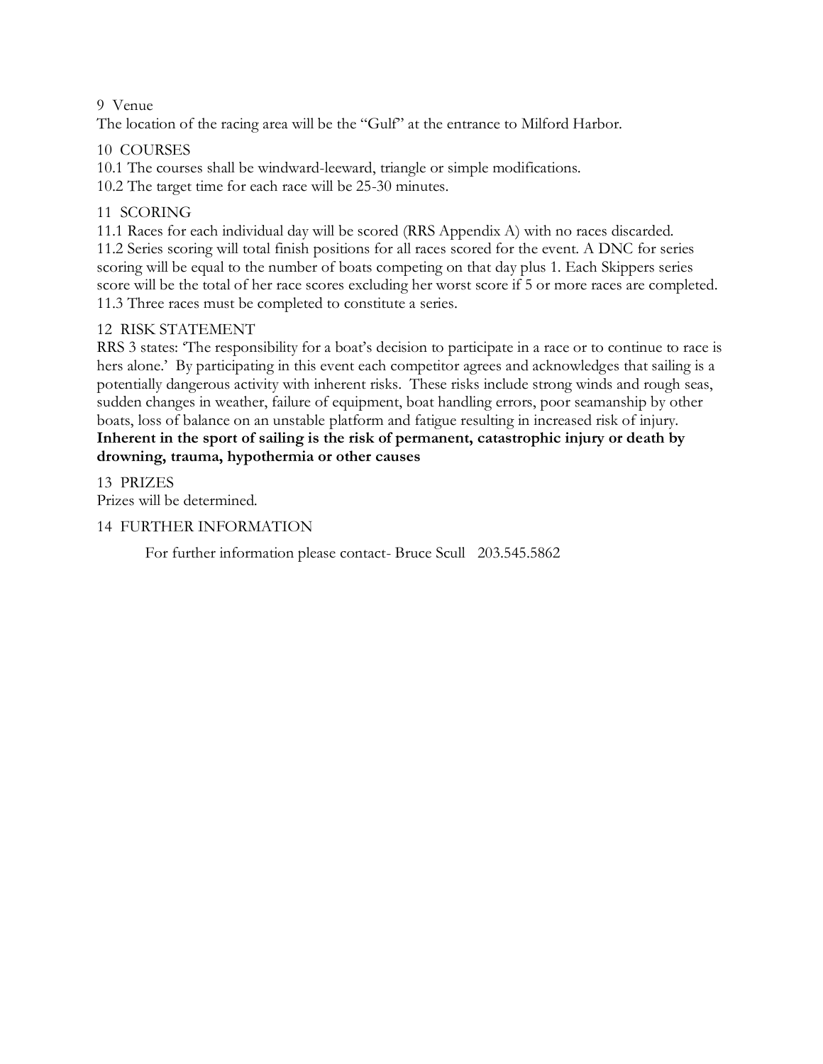## 9 Venue

The location of the racing area will be the "Gulf" at the entrance to Milford Harbor.

## 10 COURSES

10.1 The courses shall be windward-leeward, triangle or simple modifications.
10.2 The target time for each race will be 25-30 minutes.

## 11 SCORING

11.1 Races for each individual day will be scored (RRS Appendix A) with no races discarded.
11.2 Series scoring will total finish positions for all races scored for the event. A DNC for series scoring will be equal to the number of boats competing on that day plus 1. Each Skippers series score will be the total of her race scores excluding her worst score if 5 or more races are completed.
11.3 Three races must be completed to constitute a series.

## 12 RISK STATEMENT

RRS 3 states: 'The responsibility for a boat's decision to participate in a race or to continue to race is hers alone.' By participating in this event each competitor agrees and acknowledges that sailing is a potentially dangerous activity with inherent risks. These risks include strong winds and rough seas, sudden changes in weather, failure of equipment, boat handling errors, poor seamanship by other boats, loss of balance on an unstable platform and fatigue resulting in increased risk of injury.
**Inherent in the sport of sailing is the risk of permanent, catastrophic injury or death by drowning, trauma, hypothermia or other causes**

## 13 PRIZES

Prizes will be determined.

## 14 FURTHER INFORMATION

For further information please contact- Bruce Scull 203.545.5862